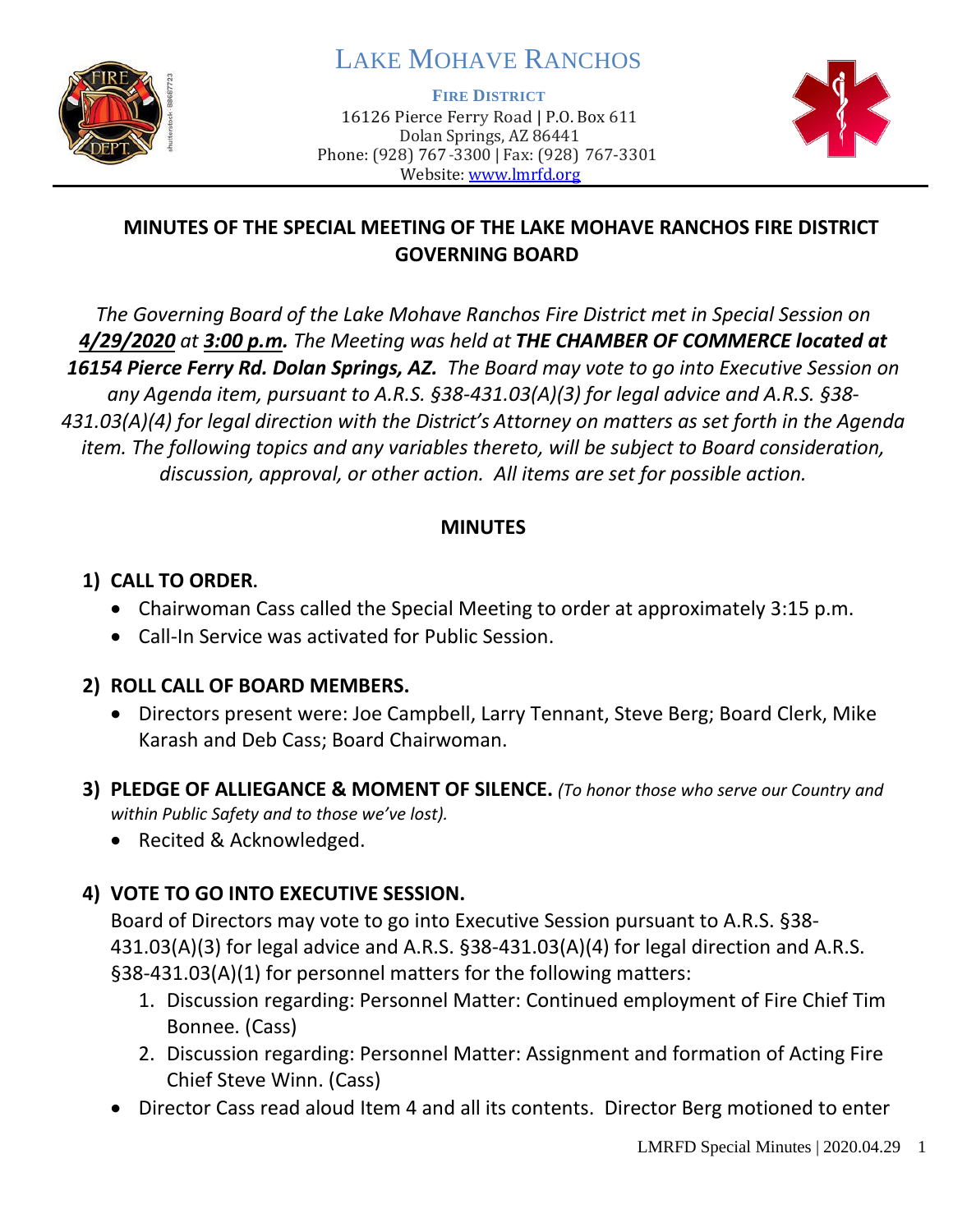# LAKE MOHAVE RANCHOS

**FIRE DISTRICT**
16126 Pierce Ferry Road | P.O. Box 611
Dolan Springs, AZ 86441
Phone: (928) 767-3300 | Fax: (928) 767-3301
Website: www.lmrfd.org

## MINUTES OF THE SPECIAL MEETING OF THE LAKE MOHAVE RANCHOS FIRE DISTRICT GOVERNING BOARD

*The Governing Board of the Lake Mohave Ranchos Fire District met in Special Session on **4/29/2020** at **3:00 p.m.** The Meeting was held at **THE CHAMBER OF COMMERCE located at 16154 Pierce Ferry Rd. Dolan Springs, AZ.** The Board may vote to go into Executive Session on any Agenda item, pursuant to A.R.S. §38-431.03(A)(3) for legal advice and A.R.S. §38-431.03(A)(4) for legal direction with the District's Attorney on matters as set forth in the Agenda item. The following topics and any variables thereto, will be subject to Board consideration, discussion, approval, or other action. All items are set for possible action.*

### MINUTES

**1) CALL TO ORDER.**
- Chairwoman Cass called the Special Meeting to order at approximately 3:15 p.m.
- Call-In Service was activated for Public Session.

**2) ROLL CALL OF BOARD MEMBERS.**
- Directors present were: Joe Campbell, Larry Tennant, Steve Berg; Board Clerk, Mike Karash and Deb Cass; Board Chairwoman.

**3) PLEDGE OF ALLIEGANCE & MOMENT OF SILENCE.** *(To honor those who serve our Country and within Public Safety and to those we've lost).*
- Recited & Acknowledged.

**4) VOTE TO GO INTO EXECUTIVE SESSION.**
Board of Directors may vote to go into Executive Session pursuant to A.R.S. §38-431.03(A)(3) for legal advice and A.R.S. §38-431.03(A)(4) for legal direction and A.R.S. §38-431.03(A)(1) for personnel matters for the following matters:
1. Discussion regarding: Personnel Matter: Continued employment of Fire Chief Tim Bonnee. (Cass)
2. Discussion regarding: Personnel Matter: Assignment and formation of Acting Fire Chief Steve Winn. (Cass)

- Director Cass read aloud Item 4 and all its contents. Director Berg motioned to enter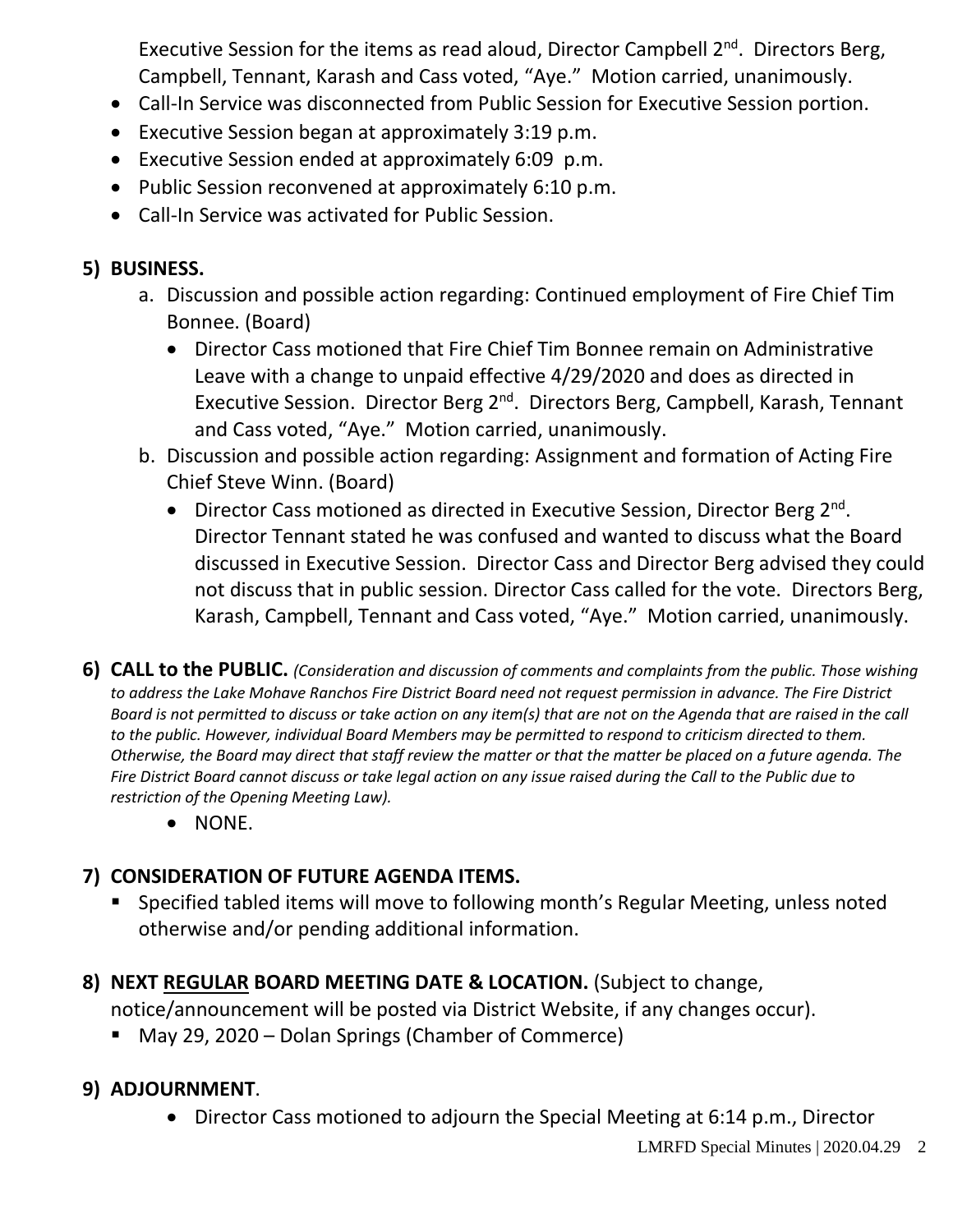Executive Session for the items as read aloud, Director Campbell 2nd. Directors Berg, Campbell, Tennant, Karash and Cass voted, "Aye." Motion carried, unanimously.

- Call-In Service was disconnected from Public Session for Executive Session portion.
- Executive Session began at approximately 3:19 p.m.
- Executive Session ended at approximately 6:09 p.m.
- Public Session reconvened at approximately 6:10 p.m.
- Call-In Service was activated for Public Session.

**5) BUSINESS.**

a. Discussion and possible action regarding: Continued employment of Fire Chief Tim Bonnee. (Board)
   - Director Cass motioned that Fire Chief Tim Bonnee remain on Administrative Leave with a change to unpaid effective 4/29/2020 and does as directed in Executive Session. Director Berg 2nd. Directors Berg, Campbell, Karash, Tennant and Cass voted, "Aye." Motion carried, unanimously.

b. Discussion and possible action regarding: Assignment and formation of Acting Fire Chief Steve Winn. (Board)
   - Director Cass motioned as directed in Executive Session, Director Berg 2nd. Director Tennant stated he was confused and wanted to discuss what the Board discussed in Executive Session. Director Cass and Director Berg advised they could not discuss that in public session. Director Cass called for the vote. Directors Berg, Karash, Campbell, Tennant and Cass voted, "Aye." Motion carried, unanimously.

**6) CALL to the PUBLIC.** *(Consideration and discussion of comments and complaints from the public. Those wishing to address the Lake Mohave Ranchos Fire District Board need not request permission in advance. The Fire District Board is not permitted to discuss or take action on any item(s) that are not on the Agenda that are raised in the call to the public. However, individual Board Members may be permitted to respond to criticism directed to them. Otherwise, the Board may direct that staff review the matter or that the matter be placed on a future agenda. The Fire District Board cannot discuss or take legal action on any issue raised during the Call to the Public due to restriction of the Opening Meeting Law).*

- NONE.

**7) CONSIDERATION OF FUTURE AGENDA ITEMS.**

- Specified tabled items will move to following month's Regular Meeting, unless noted otherwise and/or pending additional information.

**8) NEXT REGULAR BOARD MEETING DATE & LOCATION.** (Subject to change, notice/announcement will be posted via District Website, if any changes occur).

- May 29, 2020 – Dolan Springs (Chamber of Commerce)

**9) ADJOURNMENT**.

- Director Cass motioned to adjourn the Special Meeting at 6:14 p.m., Director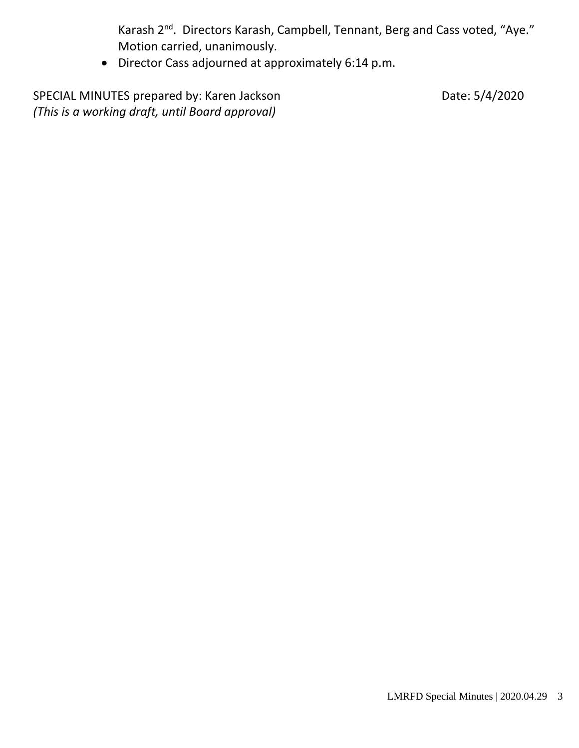Karash 2nd. Directors Karash, Campbell, Tennant, Berg and Cass voted, "Aye." Motion carried, unanimously.

- Director Cass adjourned at approximately 6:14 p.m.

SPECIAL MINUTES prepared by: Karen Jackson Date: 5/4/2020
*(This is a working draft, until Board approval)*